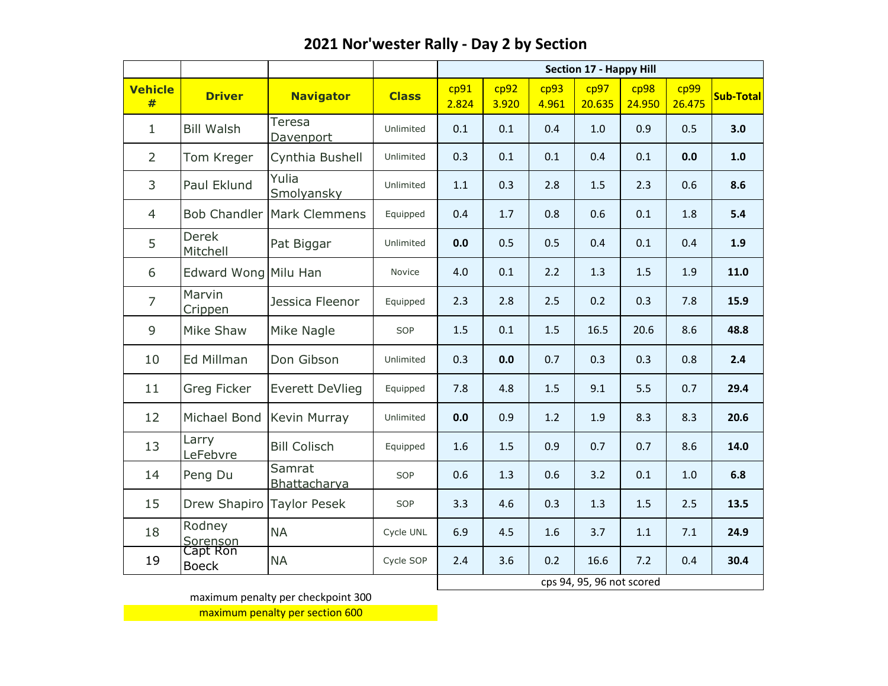# 2021 Nor'wester Rally - Day 2 by Section

| | | | | Section 17 - Happy Hill | | | | | | |
|---|---|---|---|---|---|---|---|---|---|---|
| **Vehicle #** | **Driver** | **Navigator** | **Class** | cp91 2.824 | cp92 3.920 | cp93 4.961 | cp97 20.635 | cp98 24.950 | cp99 26.475 | **Sub-Total** |
| 1 | Bill Walsh | Teresa Davenport | Unlimited | 0.1 | 0.1 | 0.4 | 1.0 | 0.9 | 0.5 | **3.0** |
| 2 | Tom Kreger | Cynthia Bushell | Unlimited | 0.3 | 0.1 | 0.1 | 0.4 | 0.1 | **0.0** | **1.0** |
| 3 | Paul Eklund | Yulia Smolyansky | Unlimited | 1.1 | 0.3 | 2.8 | 1.5 | 2.3 | 0.6 | **8.6** |
| 4 | Bob Chandler | Mark Clemmens | Equipped | 0.4 | 1.7 | 0.8 | 0.6 | 0.1 | 1.8 | **5.4** |
| 5 | Derek Mitchell | Pat Biggar | Unlimited | **0.0** | 0.5 | 0.5 | 0.4 | 0.1 | 0.4 | **1.9** |
| 6 | Edward Wong | Milu Han | Novice | 4.0 | 0.1 | 2.2 | 1.3 | 1.5 | 1.9 | **11.0** |
| 7 | Marvin Crippen | Jessica Fleenor | Equipped | 2.3 | 2.8 | 2.5 | 0.2 | 0.3 | 7.8 | **15.9** |
| 9 | Mike Shaw | Mike Nagle | SOP | 1.5 | 0.1 | 1.5 | 16.5 | 20.6 | 8.6 | **48.8** |
| 10 | Ed Millman | Don Gibson | Unlimited | 0.3 | **0.0** | 0.7 | 0.3 | 0.3 | 0.8 | **2.4** |
| 11 | Greg Ficker | Everett DeVlieg | Equipped | 7.8 | 4.8 | 1.5 | 9.1 | 5.5 | 0.7 | **29.4** |
| 12 | Michael Bond | Kevin Murray | Unlimited | **0.0** | 0.9 | 1.2 | 1.9 | 8.3 | 8.3 | **20.6** |
| 13 | Larry LeFebvre | Bill Colisch | Equipped | 1.6 | 1.5 | 0.9 | 0.7 | 0.7 | 8.6 | **14.0** |
| 14 | Peng Du | Samrat Bhattacharya | SOP | 0.6 | 1.3 | 0.6 | 3.2 | 0.1 | 1.0 | **6.8** |
| 15 | Drew Shapiro | Taylor Pesek | SOP | 3.3 | 4.6 | 0.3 | 1.3 | 1.5 | 2.5 | **13.5** |
| 18 | Rodney Sorenson | NA | Cycle UNL | 6.9 | 4.5 | 1.6 | 3.7 | 1.1 | 7.1 | **24.9** |
| 19 | Capt Ron Boeck | NA | Cycle SOP | 2.4 | 3.6 | 0.2 | 16.6 | 7.2 | 0.4 | **30.4** |
| | | | | cps 94, 95, 96 not scored | | | | | | |

maximum penalty per checkpoint 300

maximum penalty per section 600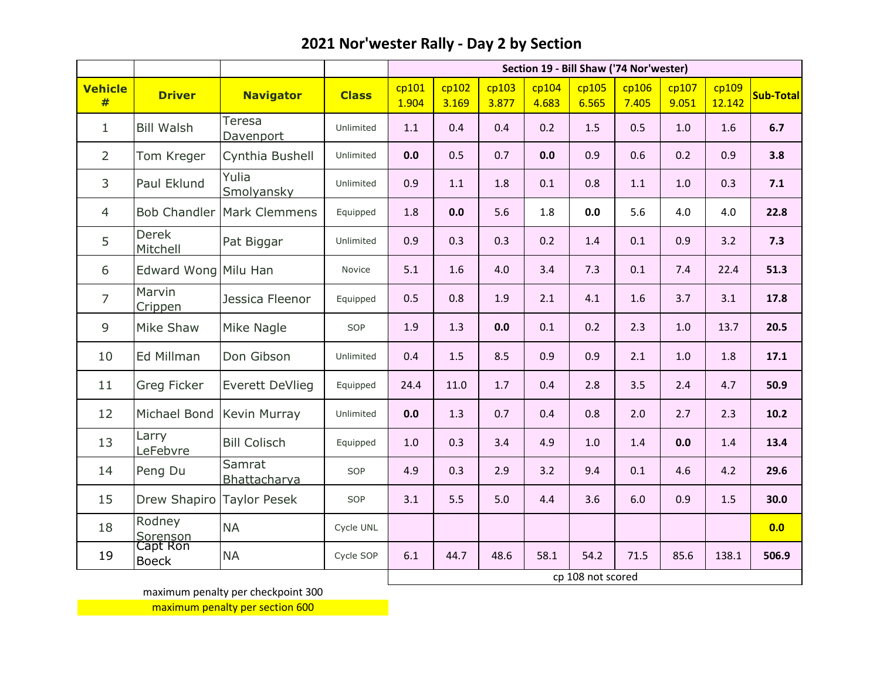# 2021 Nor'wester Rally - Day 2 by Section

| | | | | Section 19 - Bill Shaw ('74 Nor'wester) | | | | | | | | |
|---|---|---|---|---|---|---|---|---|---|---|---|---|
| **Vehicle #** | **Driver** | **Navigator** | **Class** | cp101 1.904 | cp102 3.169 | cp103 3.877 | cp104 4.683 | cp105 6.565 | cp106 7.405 | cp107 9.051 | cp109 12.142 | **Sub-Total** |
| 1 | Bill Walsh | Teresa Davenport | Unlimited | 1.1 | 0.4 | 0.4 | 0.2 | 1.5 | 0.5 | 1.0 | 1.6 | **6.7** |
| 2 | Tom Kreger | Cynthia Bushell | Unlimited | **0.0** | 0.5 | 0.7 | **0.0** | 0.9 | 0.6 | 0.2 | 0.9 | **3.8** |
| 3 | Paul Eklund | Yulia Smolyansky | Unlimited | 0.9 | 1.1 | 1.8 | 0.1 | 0.8 | 1.1 | 1.0 | 0.3 | **7.1** |
| 4 | Bob Chandler | Mark Clemmens | Equipped | 1.8 | **0.0** | 5.6 | 1.8 | **0.0** | 5.6 | 4.0 | 4.0 | **22.8** |
| 5 | Derek Mitchell | Pat Biggar | Unlimited | 0.9 | 0.3 | 0.3 | 0.2 | 1.4 | 0.1 | 0.9 | 3.2 | **7.3** |
| 6 | Edward Wong | Milu Han | Novice | 5.1 | 1.6 | 4.0 | 3.4 | 7.3 | 0.1 | 7.4 | 22.4 | **51.3** |
| 7 | Marvin Crippen | Jessica Fleenor | Equipped | 0.5 | 0.8 | 1.9 | 2.1 | 4.1 | 1.6 | 3.7 | 3.1 | **17.8** |
| 9 | Mike Shaw | Mike Nagle | SOP | 1.9 | 1.3 | **0.0** | 0.1 | 0.2 | 2.3 | 1.0 | 13.7 | **20.5** |
| 10 | Ed Millman | Don Gibson | Unlimited | 0.4 | 1.5 | 8.5 | 0.9 | 0.9 | 2.1 | 1.0 | 1.8 | **17.1** |
| 11 | Greg Ficker | Everett DeVlieg | Equipped | 24.4 | 11.0 | 1.7 | 0.4 | 2.8 | 3.5 | 2.4 | 4.7 | **50.9** |
| 12 | Michael Bond | Kevin Murray | Unlimited | **0.0** | 1.3 | 0.7 | 0.4 | 0.8 | 2.0 | 2.7 | 2.3 | **10.2** |
| 13 | Larry LeFebvre | Bill Colisch | Equipped | 1.0 | 0.3 | 3.4 | 4.9 | 1.0 | 1.4 | **0.0** | 1.4 | **13.4** |
| 14 | Peng Du | Samrat Bhattacharya | SOP | 4.9 | 0.3 | 2.9 | 3.2 | 9.4 | 0.1 | 4.6 | 4.2 | **29.6** |
| 15 | Drew Shapiro | Taylor Pesek | SOP | 3.1 | 5.5 | 5.0 | 4.4 | 3.6 | 6.0 | 0.9 | 1.5 | **30.0** |
| 18 | Rodney Sorenson | NA | Cycle UNL | | | | | | | | | **0.0** |
| 19 | Capt Ron Boeck | NA | Cycle SOP | 6.1 | 44.7 | 48.6 | 58.1 | 54.2 | 71.5 | 85.6 | 138.1 | **506.9** |

cp 108 not scored

maximum penalty per checkpoint 300

maximum penalty per section 600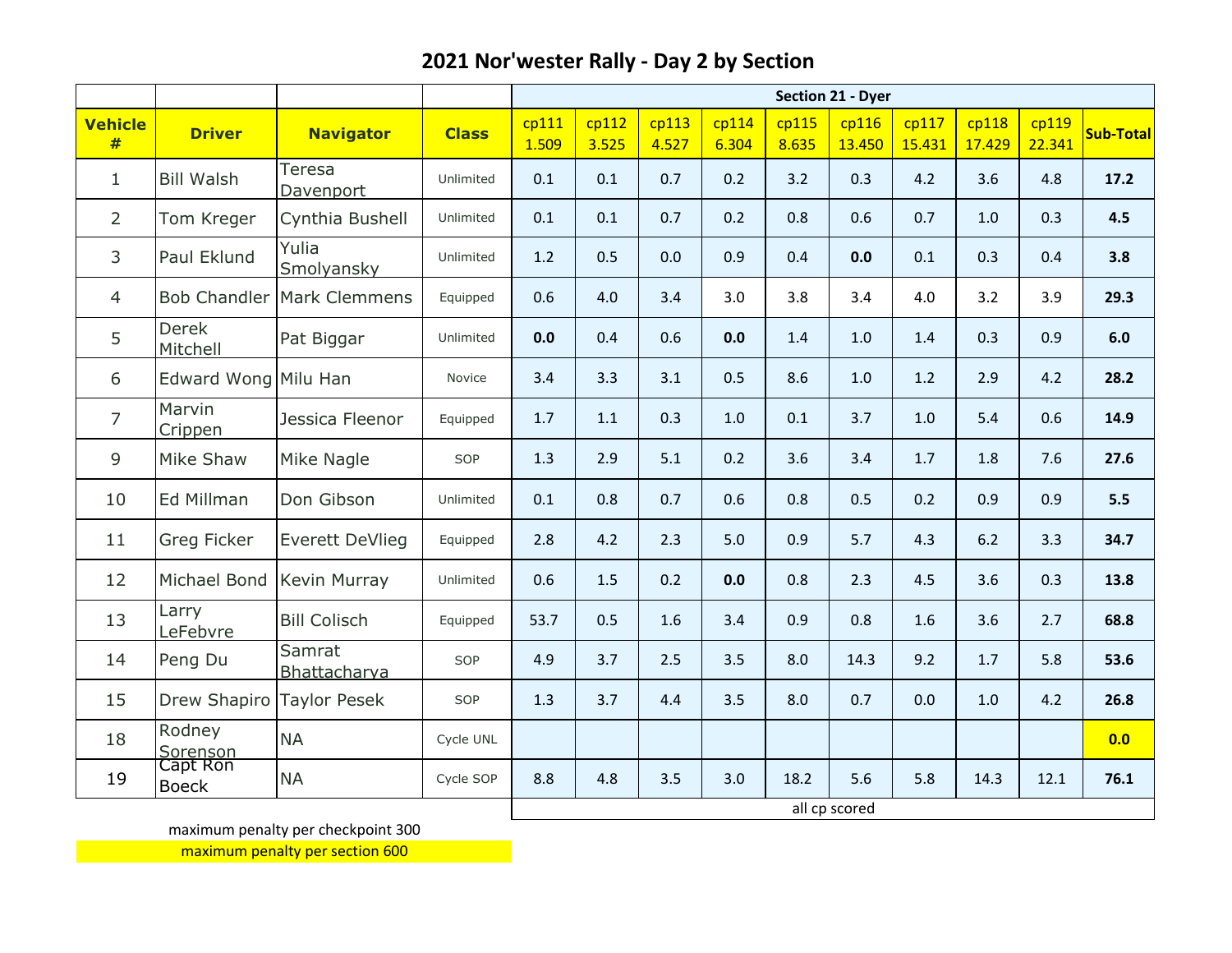# 2021 Nor'wester Rally - Day 2 by Section

| | | | | Section 21 - Dyer | | | | | | | | | |
|---|---|---|---|---|---|---|---|---|---|---|---|---|---|
| **Vehicle #** | **Driver** | **Navigator** | **Class** | cp111 1.509 | cp112 3.525 | cp113 4.527 | cp114 6.304 | cp115 8.635 | cp116 13.450 | cp117 15.431 | cp118 17.429 | cp119 22.341 | **Sub-Total** |
| 1 | Bill Walsh | Teresa Davenport | Unlimited | 0.1 | 0.1 | 0.7 | 0.2 | 3.2 | 0.3 | 4.2 | 3.6 | 4.8 | **17.2** |
| 2 | Tom Kreger | Cynthia Bushell | Unlimited | 0.1 | 0.1 | 0.7 | 0.2 | 0.8 | 0.6 | 0.7 | 1.0 | 0.3 | **4.5** |
| 3 | Paul Eklund | Yulia Smolyansky | Unlimited | 1.2 | 0.5 | 0.0 | 0.9 | 0.4 | **0.0** | 0.1 | 0.3 | 0.4 | **3.8** |
| 4 | Bob Chandler | Mark Clemmens | Equipped | 0.6 | 4.0 | 3.4 | 3.0 | 3.8 | 3.4 | 4.0 | 3.2 | 3.9 | **29.3** |
| 5 | Derek Mitchell | Pat Biggar | Unlimited | **0.0** | 0.4 | 0.6 | **0.0** | 1.4 | 1.0 | 1.4 | 0.3 | 0.9 | **6.0** |
| 6 | Edward Wong | Milu Han | Novice | 3.4 | 3.3 | 3.1 | 0.5 | 8.6 | 1.0 | 1.2 | 2.9 | 4.2 | **28.2** |
| 7 | Marvin Crippen | Jessica Fleenor | Equipped | 1.7 | 1.1 | 0.3 | 1.0 | 0.1 | 3.7 | 1.0 | 5.4 | 0.6 | **14.9** |
| 9 | Mike Shaw | Mike Nagle | SOP | 1.3 | 2.9 | 5.1 | 0.2 | 3.6 | 3.4 | 1.7 | 1.8 | 7.6 | **27.6** |
| 10 | Ed Millman | Don Gibson | Unlimited | 0.1 | 0.8 | 0.7 | 0.6 | 0.8 | 0.5 | 0.2 | 0.9 | 0.9 | **5.5** |
| 11 | Greg Ficker | Everett DeVlieg | Equipped | 2.8 | 4.2 | 2.3 | 5.0 | 0.9 | 5.7 | 4.3 | 6.2 | 3.3 | **34.7** |
| 12 | Michael Bond | Kevin Murray | Unlimited | 0.6 | 1.5 | 0.2 | **0.0** | 0.8 | 2.3 | 4.5 | 3.6 | 0.3 | **13.8** |
| 13 | Larry LeFebvre | Bill Colisch | Equipped | 53.7 | 0.5 | 1.6 | 3.4 | 0.9 | 0.8 | 1.6 | 3.6 | 2.7 | **68.8** |
| 14 | Peng Du | Samrat Bhattacharya | SOP | 4.9 | 3.7 | 2.5 | 3.5 | 8.0 | 14.3 | 9.2 | 1.7 | 5.8 | **53.6** |
| 15 | Drew Shapiro | Taylor Pesek | SOP | 1.3 | 3.7 | 4.4 | 3.5 | 8.0 | 0.7 | 0.0 | 1.0 | 4.2 | **26.8** |
| 18 | Rodney Sorenson | NA | Cycle UNL | | | | | | | | | | **0.0** |
| 19 | Capt Ron Boeck | NA | Cycle SOP | 8.8 | 4.8 | 3.5 | 3.0 | 18.2 | 5.6 | 5.8 | 14.3 | 12.1 | **76.1** |

all cp scored

maximum penalty per checkpoint 300

maximum penalty per section 600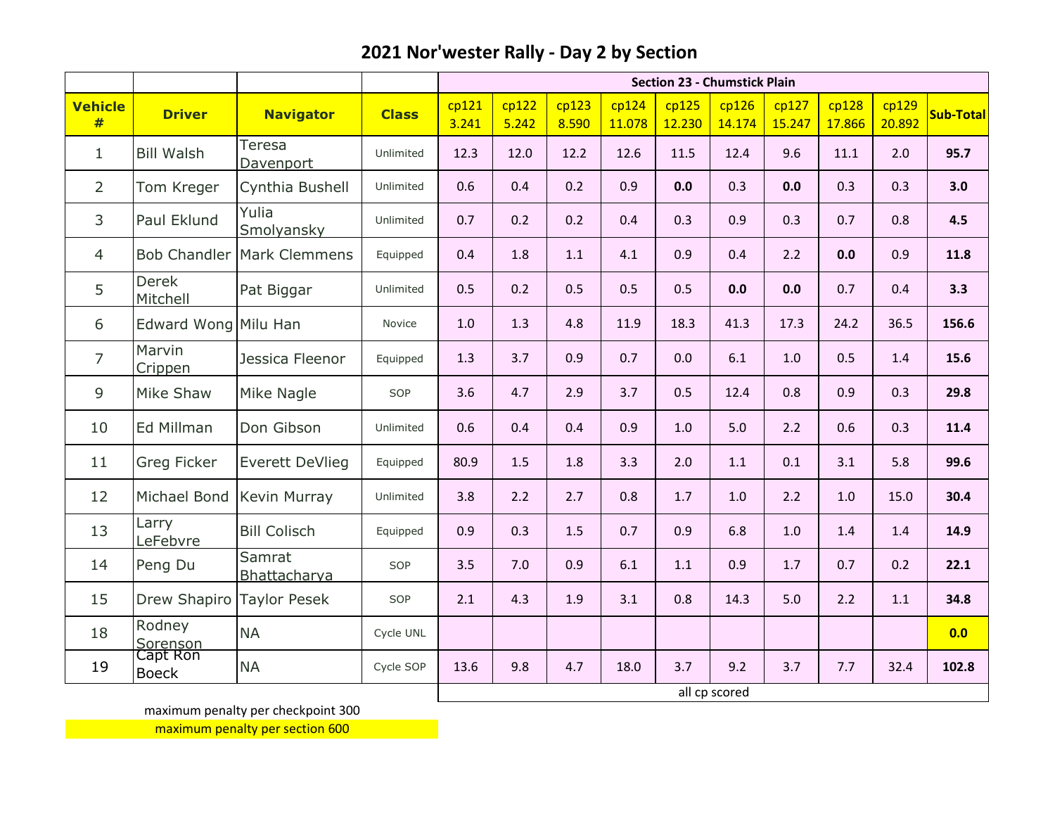# 2021 Nor'wester Rally - Day 2 by Section

| | | | | Section 23 - Chumstick Plain | | | | | | | | | |
|---|---|---|---|---|---|---|---|---|---|---|---|---|---|
| **Vehicle #** | **Driver** | **Navigator** | **Class** | cp121 3.241 | cp122 5.242 | cp123 8.590 | cp124 11.078 | cp125 12.230 | cp126 14.174 | cp127 15.247 | cp128 17.866 | cp129 20.892 | **Sub-Total** |
| 1 | Bill Walsh | Teresa Davenport | Unlimited | 12.3 | 12.0 | 12.2 | 12.6 | 11.5 | 12.4 | 9.6 | 11.1 | 2.0 | **95.7** |
| 2 | Tom Kreger | Cynthia Bushell | Unlimited | 0.6 | 0.4 | 0.2 | 0.9 | **0.0** | 0.3 | **0.0** | 0.3 | 0.3 | **3.0** |
| 3 | Paul Eklund | Yulia Smolyansky | Unlimited | 0.7 | 0.2 | 0.2 | 0.4 | 0.3 | 0.9 | 0.3 | 0.7 | 0.8 | **4.5** |
| 4 | Bob Chandler | Mark Clemmens | Equipped | 0.4 | 1.8 | 1.1 | 4.1 | 0.9 | 0.4 | 2.2 | **0.0** | 0.9 | **11.8** |
| 5 | Derek Mitchell | Pat Biggar | Unlimited | 0.5 | 0.2 | 0.5 | 0.5 | 0.5 | **0.0** | **0.0** | 0.7 | 0.4 | **3.3** |
| 6 | Edward Wong | Milu Han | Novice | 1.0 | 1.3 | 4.8 | 11.9 | 18.3 | 41.3 | 17.3 | 24.2 | 36.5 | **156.6** |
| 7 | Marvin Crippen | Jessica Fleenor | Equipped | 1.3 | 3.7 | 0.9 | 0.7 | 0.0 | 6.1 | 1.0 | 0.5 | 1.4 | **15.6** |
| 9 | Mike Shaw | Mike Nagle | SOP | 3.6 | 4.7 | 2.9 | 3.7 | 0.5 | 12.4 | 0.8 | 0.9 | 0.3 | **29.8** |
| 10 | Ed Millman | Don Gibson | Unlimited | 0.6 | 0.4 | 0.4 | 0.9 | 1.0 | 5.0 | 2.2 | 0.6 | 0.3 | **11.4** |
| 11 | Greg Ficker | Everett DeVlieg | Equipped | 80.9 | 1.5 | 1.8 | 3.3 | 2.0 | 1.1 | 0.1 | 3.1 | 5.8 | **99.6** |
| 12 | Michael Bond | Kevin Murray | Unlimited | 3.8 | 2.2 | 2.7 | 0.8 | 1.7 | 1.0 | 2.2 | 1.0 | 15.0 | **30.4** |
| 13 | Larry LeFebvre | Bill Colisch | Equipped | 0.9 | 0.3 | 1.5 | 0.7 | 0.9 | 6.8 | 1.0 | 1.4 | 1.4 | **14.9** |
| 14 | Peng Du | Samrat Bhattacharya | SOP | 3.5 | 7.0 | 0.9 | 6.1 | 1.1 | 0.9 | 1.7 | 0.7 | 0.2 | **22.1** |
| 15 | Drew Shapiro | Taylor Pesek | SOP | 2.1 | 4.3 | 1.9 | 3.1 | 0.8 | 14.3 | 5.0 | 2.2 | 1.1 | **34.8** |
| 18 | Rodney Sorenson | NA | Cycle UNL | | | | | | | | | | **0.0** |
| 19 | Capt Ron Boeck | NA | Cycle SOP | 13.6 | 9.8 | 4.7 | 18.0 | 3.7 | 9.2 | 3.7 | 7.7 | 32.4 | **102.8** |
| | | | | all cp scored | | | | | | | | | |

maximum penalty per checkpoint 300

maximum penalty per section 600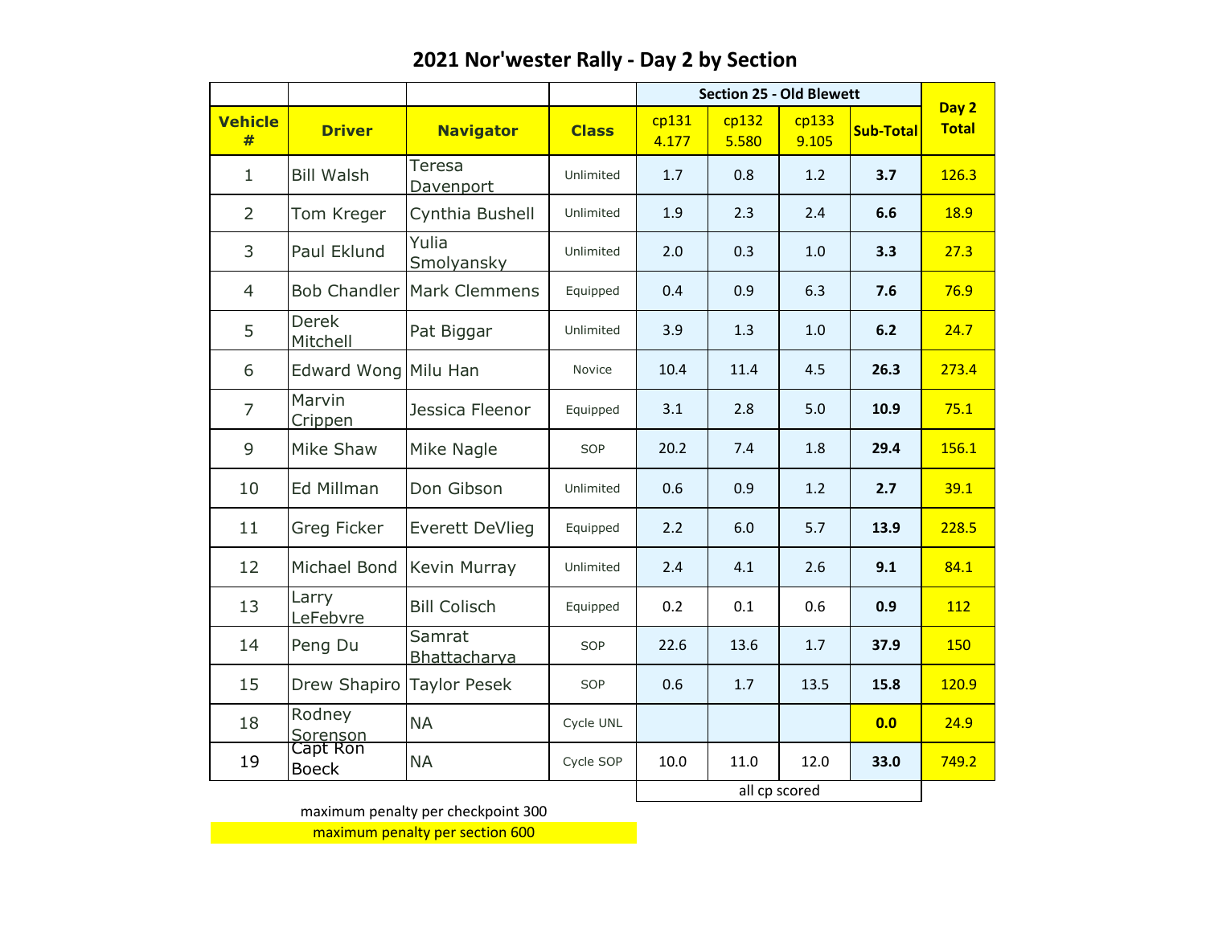# 2021 Nor'wester Rally - Day 2 by Section

| | | | | Section 25 - Old Blewett | | | | |
|---|---|---|---|---|---|---|---|---|
| Vehicle # | Driver | Navigator | Class | cp131 4.177 | cp132 5.580 | cp133 9.105 | Sub-Total | Day 2 Total |
| 1 | Bill Walsh | Teresa Davenport | Unlimited | 1.7 | 0.8 | 1.2 | **3.7** | 126.3 |
| 2 | Tom Kreger | Cynthia Bushell | Unlimited | 1.9 | 2.3 | 2.4 | **6.6** | 18.9 |
| 3 | Paul Eklund | Yulia Smolyansky | Unlimited | 2.0 | 0.3 | 1.0 | **3.3** | 27.3 |
| 4 | Bob Chandler | Mark Clemmens | Equipped | 0.4 | 0.9 | 6.3 | **7.6** | 76.9 |
| 5 | Derek Mitchell | Pat Biggar | Unlimited | 3.9 | 1.3 | 1.0 | **6.2** | 24.7 |
| 6 | Edward Wong | Milu Han | Novice | 10.4 | 11.4 | 4.5 | **26.3** | 273.4 |
| 7 | Marvin Crippen | Jessica Fleenor | Equipped | 3.1 | 2.8 | 5.0 | **10.9** | 75.1 |
| 9 | Mike Shaw | Mike Nagle | SOP | 20.2 | 7.4 | 1.8 | **29.4** | 156.1 |
| 10 | Ed Millman | Don Gibson | Unlimited | 0.6 | 0.9 | 1.2 | **2.7** | 39.1 |
| 11 | Greg Ficker | Everett DeVlieg | Equipped | 2.2 | 6.0 | 5.7 | **13.9** | 228.5 |
| 12 | Michael Bond | Kevin Murray | Unlimited | 2.4 | 4.1 | 2.6 | **9.1** | 84.1 |
| 13 | Larry LeFebvre | Bill Colisch | Equipped | 0.2 | 0.1 | 0.6 | **0.9** | 112 |
| 14 | Peng Du | Samrat Bhattacharya | SOP | 22.6 | 13.6 | 1.7 | **37.9** | 150 |
| 15 | Drew Shapiro | Taylor Pesek | SOP | 0.6 | 1.7 | 13.5 | **15.8** | 120.9 |
| 18 | Rodney Sorenson | NA | Cycle UNL | | | | **0.0** | 24.9 |
| 19 | Capt Ron Boeck | NA | Cycle SOP | 10.0 | 11.0 | 12.0 | **33.0** | 749.2 |
| | | | | all cp scored | | | | |

maximum penalty per checkpoint 300

maximum penalty per section 600